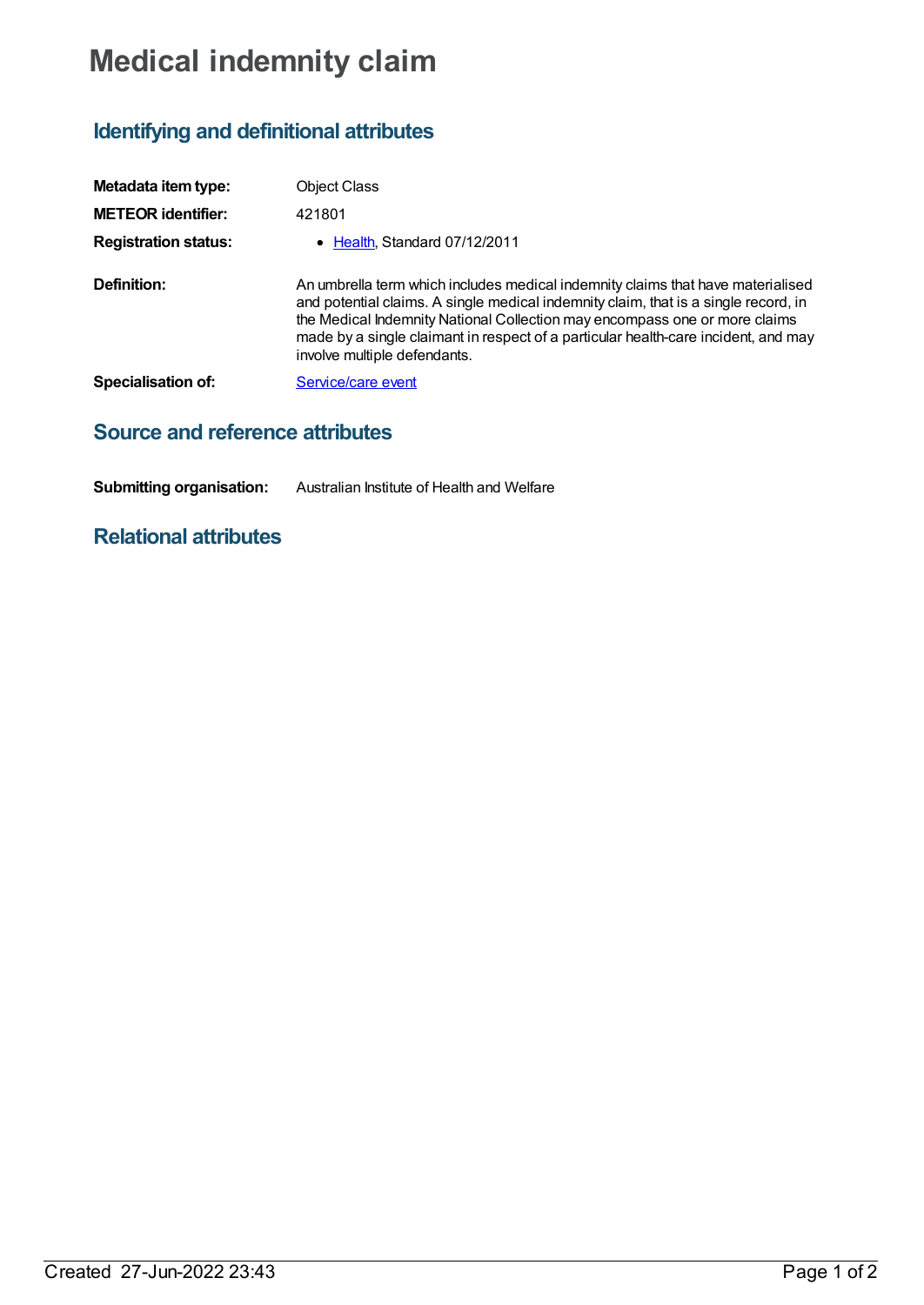# Medical indemnity claim

## Identifying and definitional attributes

| | |
|---|---|
| **Metadata item type:** | Object Class |
| **METEOR identifier:** | 421801 |
| **Registration status:** | • Health, Standard 07/12/2011 |
| **Definition:** | An umbrella term which includes medical indemnity claims that have materialised and potential claims. A single medical indemnity claim, that is a single record, in the Medical Indemnity National Collection may encompass one or more claims made by a single claimant in respect of a particular health-care incident, and may involve multiple defendants. |
| **Specialisation of:** | Service/care event |

## Source and reference attributes

| | |
|---|---|
| **Submitting organisation:** | Australian Institute of Health and Welfare |

## Relational attributes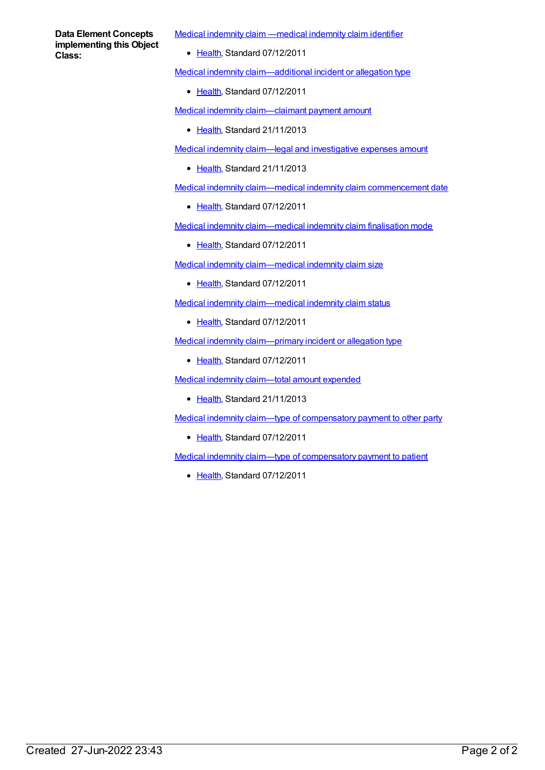**Data Element Concepts implementing this Object Class:**

Medical indemnity claim —medical indemnity claim identifier

- Health, Standard 07/12/2011

Medical indemnity claim—additional incident or allegation type

- Health, Standard 07/12/2011

Medical indemnity claim—claimant payment amount

- Health, Standard 21/11/2013

Medical indemnity claim—legal and investigative expenses amount

- Health, Standard 21/11/2013

Medical indemnity claim—medical indemnity claim commencement date

- Health, Standard 07/12/2011

Medical indemnity claim—medical indemnity claim finalisation mode

- Health, Standard 07/12/2011

Medical indemnity claim—medical indemnity claim size

- Health, Standard 07/12/2011

Medical indemnity claim—medical indemnity claim status

- Health, Standard 07/12/2011

Medical indemnity claim—primary incident or allegation type

- Health, Standard 07/12/2011

Medical indemnity claim—total amount expended

- Health, Standard 21/11/2013

Medical indemnity claim—type of compensatory payment to other party

- Health, Standard 07/12/2011

Medical indemnity claim—type of compensatory payment to patient

- Health, Standard 07/12/2011